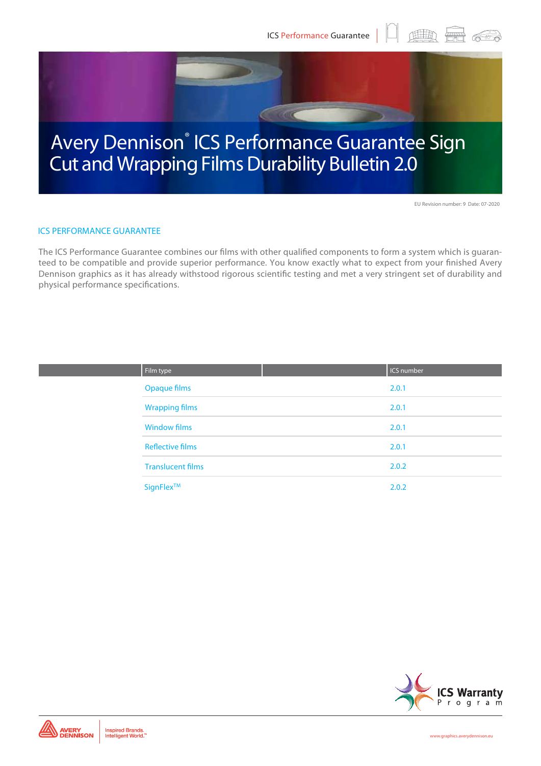# Avery Dennison® ICS Performance Guarantee Sign Cut and Wrapping Films Durability Bulletin 2.0

EU Revision number: 9 Date: 07-2020

## ICS PERFORMANCE GUARANTEE

The ICS Performance Guarantee combines our films with other qualified components to form a system which is guaranteed to be compatible and provide superior performance. You know exactly what to expect from your finished Avery Dennison graphics as it has already withstood rigorous scientific testing and met a very stringent set of durability and physical performance specifications.

| Film type | ICS number |
|---|---|
| Opaque films | 2.0.1 |
| Wrapping films | 2.0.1 |
| Window films | 2.0.1 |
| Reflective films | 2.0.1 |
| Translucent films | 2.0.2 |
| SignFlex™ | 2.0.2 |

ICS Warranty Program

www.graphics.averydennison.eu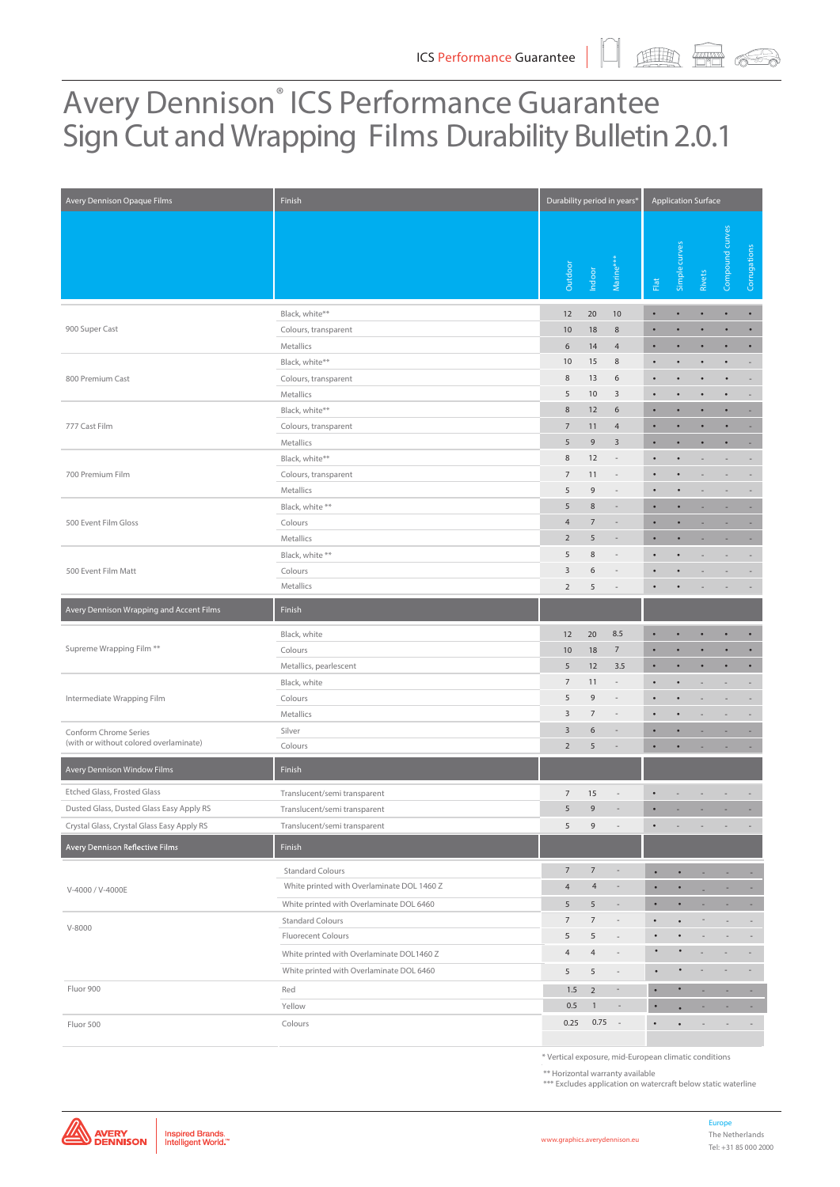# Avery Dennison® ICS Performance Guarantee Sign Cut and Wrapping Films Durability Bulletin 2.0.1

| Avery Dennison Opaque Films | Finish | Durability period in years* | | | Application Surface | | | | |
|---|---|---|---|---|---|---|---|---|---|
| | | Outdoor | Indoor | Marine*** | Flat | Simple curves | Rivets | Compound curves | Corrugations |
| 900 Super Cast | Black, white** | 12 | 20 | 10 | • | • | • | • | • |
| | Colours, transparent | 10 | 18 | 8 | • | • | • | • | • |
| | Metallics | 6 | 14 | 4 | • | • | • | • | • |
| 800 Premium Cast | Black, white** | 10 | 15 | 8 | • | • | • | • | - |
| | Colours, transparent | 8 | 13 | 6 | • | • | • | • | - |
| | Metallics | 5 | 10 | 3 | • | • | • | • | - |
| 777 Cast Film | Black, white** | 8 | 12 | 6 | • | • | • | • | - |
| | Colours, transparent | 7 | 11 | 4 | • | • | • | • | - |
| | Metallics | 5 | 9 | 3 | • | • | • | • | - |
| 700 Premium Film | Black, white** | 8 | 12 | - | • | • | - | - | - |
| | Colours, transparent | 7 | 11 | - | • | • | - | - | - |
| | Metallics | 5 | 9 | - | • | • | - | - | - |
| 500 Event Film Gloss | Black, white ** | 5 | 8 | - | • | • | - | - | - |
| | Colours | 4 | 7 | - | • | • | - | - | - |
| | Metallics | 2 | 5 | - | • | • | - | - | - |
| 500 Event Film Matt | Black, white ** | 5 | 8 | - | • | • | - | - | - |
| | Colours | 3 | 6 | - | • | • | - | - | - |
| | Metallics | 2 | 5 | - | • | • | - | - | - |
| **Avery Dennison Wrapping and Accent Films** | **Finish** | | | | | | | | |
| Supreme Wrapping Film ** | Black, white | 12 | 20 | 8.5 | • | • | • | • | • |
| | Colours | 10 | 18 | 7 | • | • | • | • | • |
| | Metallics, pearlescent | 5 | 12 | 3.5 | • | • | • | • | • |
| Intermediate Wrapping Film | Black, white | 7 | 11 | - | • | • | - | - | - |
| | Colours | 5 | 9 | - | • | • | - | - | - |
| | Metallics | 3 | 7 | - | • | • | - | - | - |
| Conform Chrome Series (with or without colored overlaminate) | Silver | 3 | 6 | - | • | • | - | - | - |
| | Colours | 2 | 5 | - | • | • | - | - | - |
| **Avery Dennison Window Films** | **Finish** | | | | | | | | |
| Etched Glass, Frosted Glass | Translucent/semi transparent | 7 | 15 | - | • | - | - | - | - |
| Dusted Glass, Dusted Glass Easy Apply RS | Translucent/semi transparent | 5 | 9 | - | • | - | - | - | - |
| Crystal Glass, Crystal Glass Easy Apply RS | Translucent/semi transparent | 5 | 9 | - | • | - | - | - | - |
| **Avery Dennison Reflective Films** | **Finish** | | | | | | | | |
| V-4000 / V-4000E | Standard Colours | 7 | 7 | - | • | • | - | - | - |
| | White printed with Overlaminate DOL 1460 Z | 4 | 4 | - | • | • | - | - | - |
| | White printed with Overlaminate DOL 6460 | 5 | 5 | - | • | • | - | - | - |
| V-8000 | Standard Colours | 7 | 7 | - | • | • | - | - | - |
| | Fluorecent Colours | 5 | 5 | - | • | • | - | - | - |
| | White printed with Overlaminate DOL1460 Z | 4 | 4 | - | • | • | - | - | - |
| | White printed with Overlaminate DOL 6460 | 5 | 5 | - | • | • | - | - | - |
| Fluor 900 | Red | 1.5 | 2 | - | • | • | - | - | - |
| | Yellow | 0.5 | 1 | - | • | • | - | - | - |
| Fluor 500 | Colours | 0.25 | 0.75 | - | • | • | - | - | - |

\* Vertical exposure, mid-European climatic conditions

\*\* Horizontal warranty available

\*\*\* Excludes application on watercraft below static waterline

www.graphics.averydennison.eu

Europe
The Netherlands
Tel: +31 85 000 2000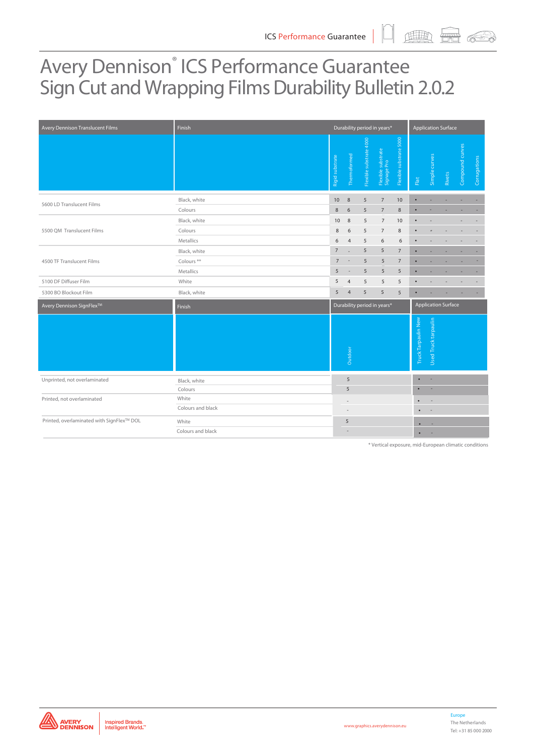# Avery Dennison® ICS Performance Guarantee Sign Cut and Wrapping Films Durability Bulletin 2.0.2

| Avery Dennison Translucent Films | Finish | Durability period in years* | | | | | Application Surface | | | | |
|---|---|---|---|---|---|---|---|---|---|---|---|
| | | Rigid substrate | Thermoformed | Flexible substrate 4000 | Flexible substrate Signage Pro | Flexible substrate 5000 | Flat | Simple curves | Rivets | Compound curves | Corrugations |
| 5600 LD Translucent Films | Black, white | 10 | 8 | 5 | 7 | 10 | • | - | - | - | - |
| | Colours | 8 | 6 | 5 | 7 | 8 | • | - | - | - | - |
| 5500 QM Translucent Films | Black, white | 10 | 8 | 5 | 7 | 10 | • | - | | - | - |
| | Colours | 8 | 6 | 5 | 7 | 8 | • | • | - | - | - |
| | Metallics | 6 | 4 | 5 | 6 | 6 | • | - | - | - | - |
| 4500 TF Translucent Films | Black, white | 7 | - | 5 | 5 | 7 | • | - | - | - | - |
| | Colours ** | 7 | - | 5 | 5 | 7 | • | - | - | - | - |
| | Metallics | 5 | - | 5 | 5 | 5 | • | - | - | - | - |
| 5100 DF Diffuser Film | White | 5 | 4 | 5 | 5 | 5 | • | - | - | - | - |
| 5300 BO Blockout Film | Black, white | 5 | 4 | 5 | 5 | 5 | • | - | - | - | - |

| Avery Dennison SignFlex™ | Finish | Durability period in years* | Application Surface | |
|---|---|---|---|---|
| | | Outdoor | Truck Tarpaulin New | Used Truck tarpaulin |
| Unprinted, not overlaminated | Black, white | 5 | • | - |
| | Colours | 5 | • | - |
| Printed, not overlaminated | White | - | • | - |
| | Colours and black | - | • | - |
| Printed, overlaminated with SignFlex™ DOL | White | 5 | • | - |
| | Colours and black | - | • | - |

\* Vertical exposure, mid-European climatic conditions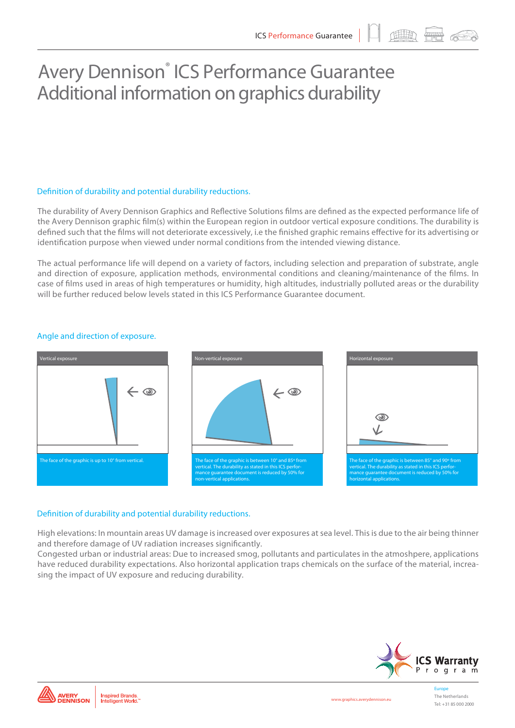# Avery Dennison® ICS Performance Guarantee Additional information on graphics durability

## Definition of durability and potential durability reductions.

The durability of Avery Dennison Graphics and Reflective Solutions films are defined as the expected performance life of the Avery Dennison graphic film(s) within the European region in outdoor vertical exposure conditions. The durability is defined such that the films will not deteriorate excessively, i.e the finished graphic remains effective for its advertising or identification purpose when viewed under normal conditions from the intended viewing distance.

The actual performance life will depend on a variety of factors, including selection and preparation of substrate, angle and direction of exposure, application methods, environmental conditions and cleaning/maintenance of the films. In case of films used in areas of high temperatures or humidity, high altitudes, industrially polluted areas or the durability will be further reduced below levels stated in this ICS Performance Guarantee document.

## Angle and direction of exposure.

**Vertical exposure**

The face of the graphic is up to 10° from vertical.

**Non-vertical exposure**

The face of the graphic is between 10° and 85° from vertical. The durability as stated in this ICS performance guarantee document is reduced by 50% for non-vertical applications.

**Horizontal exposure**

The face of the graphic is between 85° and 90° from vertical. The durability as stated in this ICS performance guarantee document is reduced by 50% for horizontal applications.

## Definition of durability and potential durability reductions.

High elevations: In mountain areas UV damage is increased over exposures at sea level. This is due to the air being thinner and therefore damage of UV radiation increases significantly.

Congested urban or industrial areas: Due to increased smog, pollutants and particulates in the atmoshpere, applications have reduced durability expectations. Also horizontal application traps chemicals on the surface of the material, increasing the impact of UV exposure and reducing durability.

ICS Warranty Program

AVERY DENNISON | Inspired Brands. Intelligent World.™

www.graphics.averydennison.eu

Europe
The Netherlands
Tel: +31 85 000 2000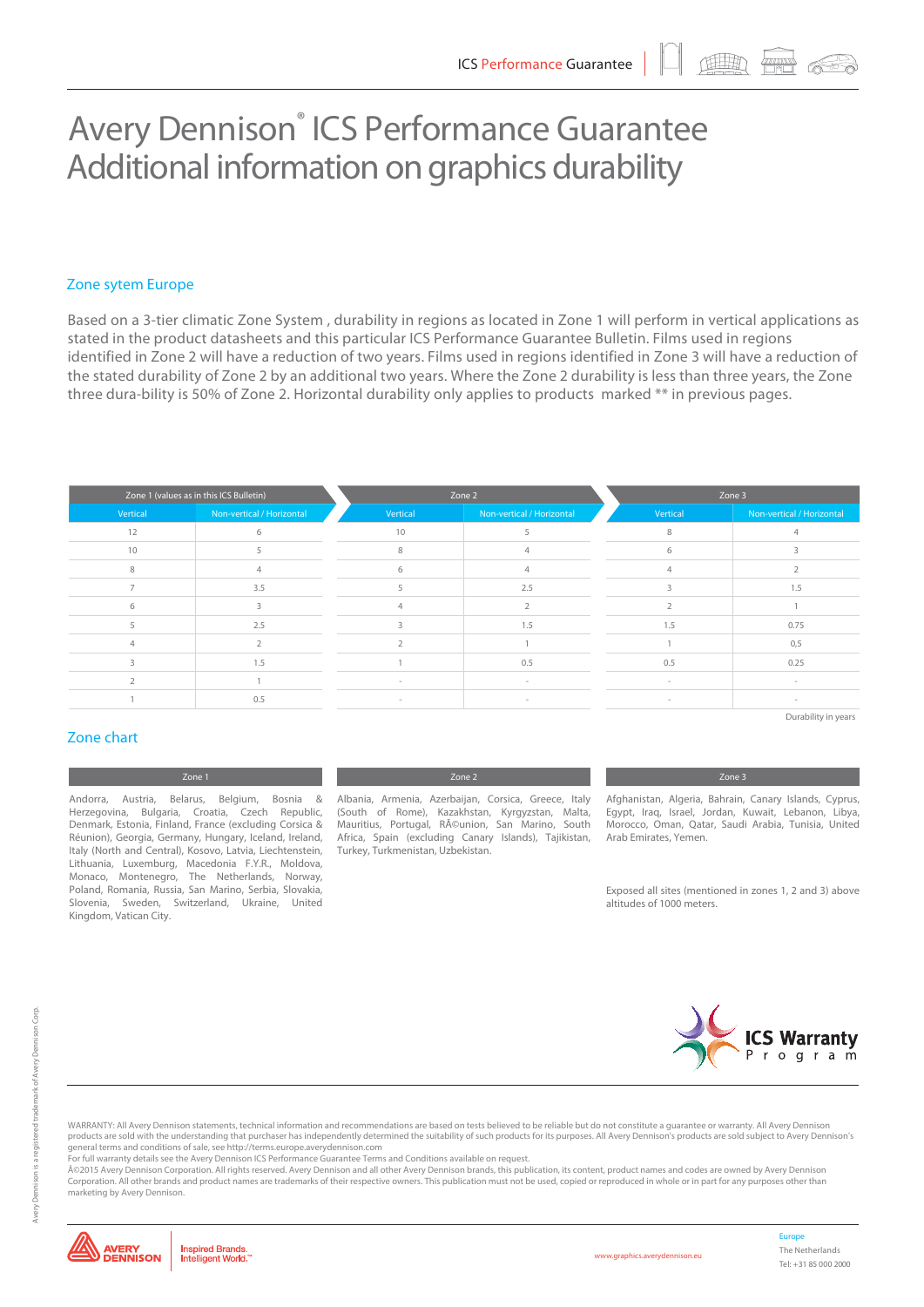# Avery Dennison® ICS Performance Guarantee Additional information on graphics durability

## Zone sytem Europe

Based on a 3-tier climatic Zone System , durability in regions as located in Zone 1 will perform in vertical applications as stated in the product datasheets and this particular ICS Performance Guarantee Bulletin. Films used in regions identified in Zone 2 will have a reduction of two years. Films used in regions identified in Zone 3 will have a reduction of the stated durability of Zone 2 by an additional two years. Where the Zone 2 durability is less than three years, the Zone three dura-bility is 50% of Zone 2. Horizontal durability only applies to products marked ** in previous pages.

| Zone 1 (values as in this ICS Bulletin) | | Zone 2 | | Zone 3 | |
|---|---|---|---|---|---|
| Vertical | Non-vertical / Horizontal | Vertical | Non-vertical / Horizontal | Vertical | Non-vertical / Horizontal |
| 12 | 6 | 10 | 5 | 8 | 4 |
| 10 | 5 | 8 | 4 | 6 | 3 |
| 8 | 4 | 6 | 4 | 4 | 2 |
| 7 | 3.5 | 5 | 2.5 | 3 | 1.5 |
| 6 | 3 | 4 | 2 | 2 | 1 |
| 5 | 2.5 | 3 | 1.5 | 1.5 | 0.75 |
| 4 | 2 | 2 | 1 | 1 | 0,5 |
| 3 | 1.5 | 1 | 0.5 | 0.5 | 0.25 |
| 2 | 1 | - | - | - | - |
| 1 | 0.5 | - | - | - | - |

Durability in years

## Zone chart

**Zone 1**

Andorra, Austria, Belarus, Belgium, Bosnia & Herzegovina, Bulgaria, Croatia, Czech Republic, Denmark, Estonia, Finland, France (excluding Corsica & Réunion), Georgia, Germany, Hungary, Iceland, Ireland, Italy (North and Central), Kosovo, Latvia, Liechtenstein, Lithuania, Luxemburg, Macedonia F.Y.R., Moldova, Monaco, Montenegro, The Netherlands, Norway, Poland, Romania, Russia, San Marino, Serbia, Slovakia, Slovenia, Sweden, Switzerland, Ukraine, United Kingdom, Vatican City.

**Zone 2**

Albania, Armenia, Azerbaijan, Corsica, Greece, Italy (South of Rome), Kazakhstan, Kyrgyzstan, Malta, Mauritius, Portugal, RÃ©union, San Marino, South Africa, Spain (excluding Canary Islands), Tajikistan, Turkey, Turkmenistan, Uzbekistan.

**Zone 3**

Afghanistan, Algeria, Bahrain, Canary Islands, Cyprus, Egypt, Iraq, Israel, Jordan, Kuwait, Lebanon, Libya, Morocco, Oman, Qatar, Saudi Arabia, Tunisia, United Arab Emirates, Yemen.

Exposed all sites (mentioned in zones 1, 2 and 3) above altitudes of 1000 meters.

ICS Warranty Program

WARRANTY: All Avery Dennison statements, technical information and recommendations are based on tests believed to be reliable but do not constitute a guarantee or warranty. All Avery Dennison products are sold with the understanding that purchaser has independently determined the suitability of such products for its purposes. All Avery Dennison's products are sold subject to Avery Dennison's general terms and conditions of sale, see http://terms.europe.averydennison.com

For full warranty details see the Avery Dennison ICS Performance Guarantee Terms and Conditions available on request.

Â©2015 Avery Dennison Corporation. All rights reserved. Avery Dennison and all other Avery Dennison brands, this publication, its content, product names and codes are owned by Avery Dennison Corporation. All other brands and product names are trademarks of their respective owners. This publication must not be used, copied or reproduced in whole or in part for any purposes other than marketing by Avery Dennison.

Avery Dennison is a registered trademark of Avery Dennison Corp.

AVERY DENNISON — Inspired Brands. Intelligent World.™

www.graphics.averydennison.eu

Europe
The Netherlands
Tel: +31 85 000 2000